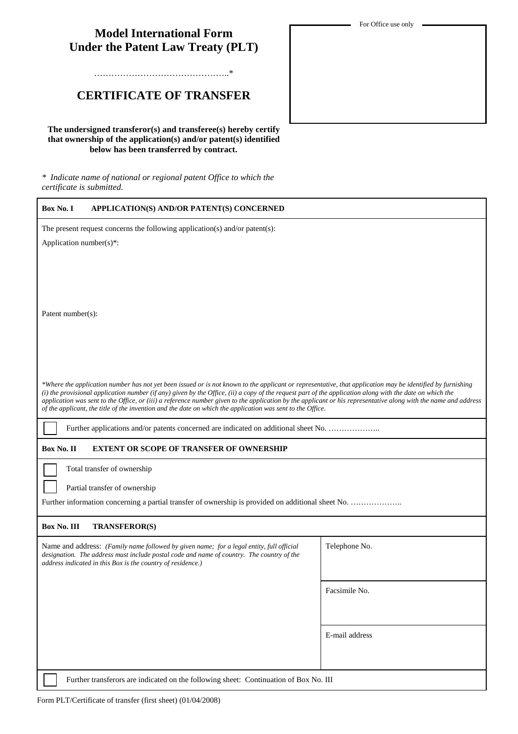# Model International Form Under the-Patent Law Treaty (PLT)

………………………………………..*

## CERTIFICATE OF TRANSFER

For Office use only

**The undersigned transferor(s) and transferee(s) hereby certify that ownership of the application(s) and/or patent(s) identified below has been transferred by contract.**

*\* Indicate name of national or regional patent Office to which the certificate is submitted.*

**Box No. I APPLICATION(S) AND/OR PATENT(S) CONCERNED**

The present request concerns the following application(s) and/or patent(s):

Application number(s)*:

Patent number(s):

*\*Where the application number has not yet been issued or is not known to the applicant or representative, that application may be identified by furnishing (i) the provisional application number (if any) given by the Office, (ii) a copy of the request part of the application along with the date on which the application was sent to the Office, or (iii) a reference number given to the application by the applicant or his representative along with the name and address of the applicant, the title of the invention and the date on which the application was sent to the Office.*

☐ Further applications and/or patents concerned are indicated on additional sheet No. ………………..

**Box No. II EXTENT OR SCOPE OF TRANSFER OF OWNERSHIP**

☐ Total transfer of ownership

☐ Partial transfer of ownership

Further information concerning a partial transfer of ownership is provided on additional sheet No. ………………..

**Box No. III TRANSFEROR(S)**

| | |
|---|---|
| Name and address: *(Family name followed by given name; for a legal entity, full official designation. The address must include postal code and name of country. The country of the address indicated in this Box is the country of residence.)* | Telephone No. |
| | Facsimile No. |
| | E-mail address |

☐ Further transferors are indicated on the following sheet: Continuation of Box No. III

Form PLT/Certificate of transfer (first sheet) (01/04/2008)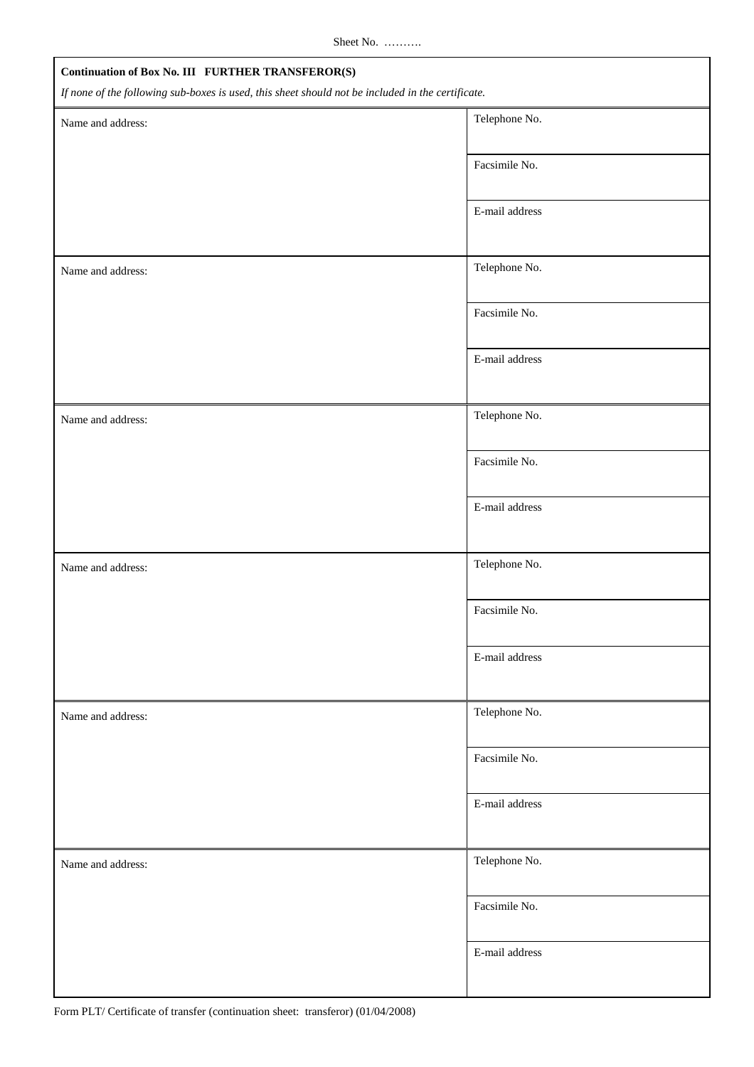Sheet No. ……….

**Continuation of Box No. III FURTHER TRANSFEROR(S)**

*If none of the following sub-boxes is used, this sheet should not be included in the certificate.*

| | |
|---|---|
| Name and address: | Telephone No. |
| | Facsimile No. |
| | E-mail address |
| Name and address: | Telephone No. |
| | Facsimile No. |
| | E-mail address |
| Name and address: | Telephone No. |
| | Facsimile No. |
| | E-mail address |
| Name and address: | Telephone No. |
| | Facsimile No. |
| | E-mail address |
| Name and address: | Telephone No. |
| | Facsimile No. |
| | E-mail address |
| Name and address: | Telephone No. |
| | Facsimile No. |
| | E-mail address |

Form PLT/ Certificate of transfer (continuation sheet: transferor) (01/04/2008)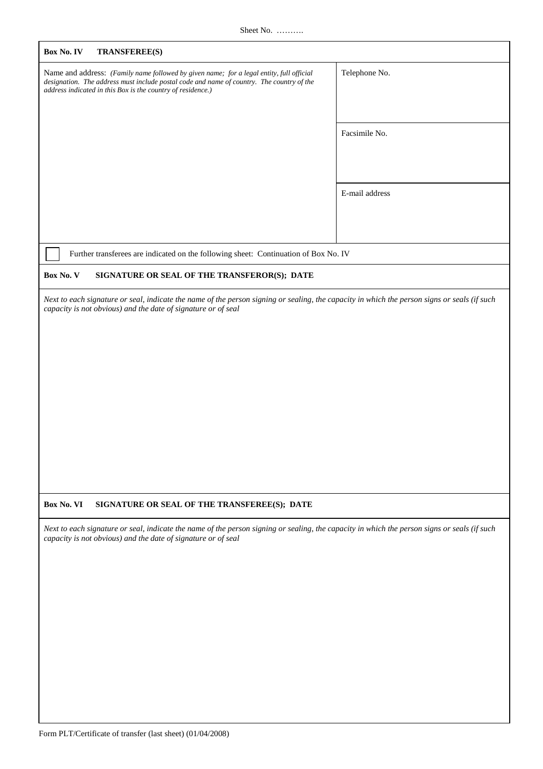Sheet No. ……….

| **Box No. IV TRANSFEREE(S)** | |
|---|---|
| Name and address: *(Family name followed by given name; for a legal entity, full official designation. The address must include postal code and name of country. The country of the address indicated in this Box is the country of residence.)* | Telephone No. |
| | Facsimile No. |
| | E-mail address |

☐ Further transferees are indicated on the following sheet: Continuation of Box No. IV

**Box No. V SIGNATURE OR SEAL OF THE TRANSFEROR(S); DATE**

*Next to each signature or seal, indicate the name of the person signing or sealing, the capacity in which the person signs or seals (if such capacity is not obvious) and the date of signature or of seal*

**Box No. VI SIGNATURE OR SEAL OF THE TRANSFEREE(S); DATE**

*Next to each signature or seal, indicate the name of the person signing or sealing, the capacity in which the person signs or seals (if such capacity is not obvious) and the date of signature or of seal*

Form PLT/Certificate of transfer (last sheet) (01/04/2008)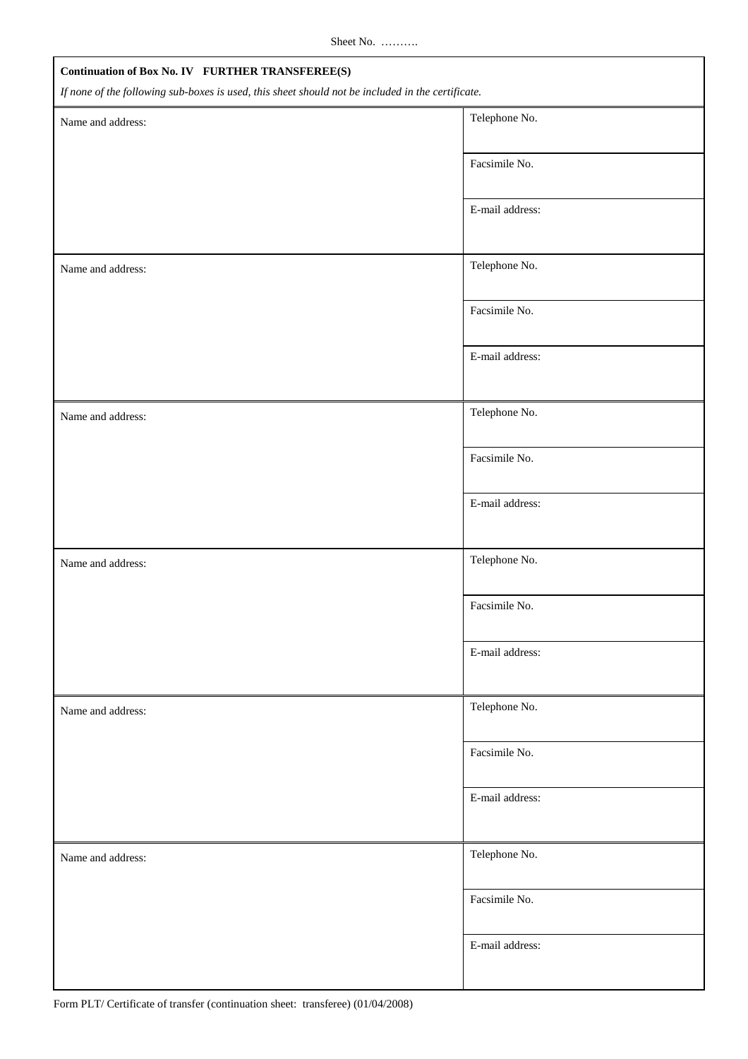Sheet No. ……….

**Continuation of Box No. IV FURTHER TRANSFEREE(S)**

*If none of the following sub-boxes is used, this sheet should not be included in the certificate.*

| | |
|---|---|
| Name and address: | Telephone No. |
| | Facsimile No. |
| | E-mail address: |
| Name and address: | Telephone No. |
| | Facsimile No. |
| | E-mail address: |
| Name and address: | Telephone No. |
| | Facsimile No. |
| | E-mail address: |
| Name and address: | Telephone No. |
| | Facsimile No. |
| | E-mail address: |
| Name and address: | Telephone No. |
| | Facsimile No. |
| | E-mail address: |
| Name and address: | Telephone No. |
| | Facsimile No. |
| | E-mail address: |

Form PLT/ Certificate of transfer (continuation sheet: transferee) (01/04/2008)